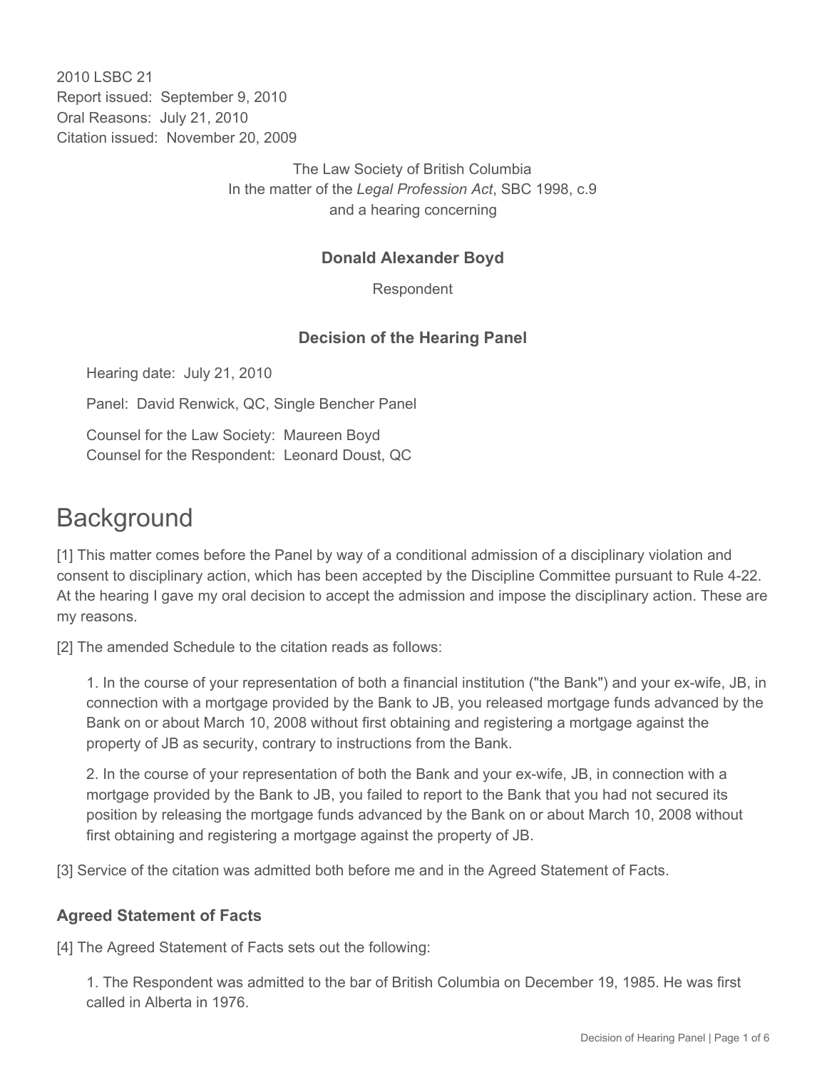2010 LSBC 21
Report issued: September 9, 2010
Oral Reasons: July 21, 2010
Citation issued: November 20, 2009

The Law Society of British Columbia
In the matter of the *Legal Profession Act*, SBC 1998, c.9
and a hearing concerning

**Donald Alexander Boyd**

Respondent

**Decision of the Hearing Panel**

Hearing date: July 21, 2010

Panel: David Renwick, QC, Single Bencher Panel

Counsel for the Law Society: Maureen Boyd
Counsel for the Respondent: Leonard Doust, QC

# Background

[1] This matter comes before the Panel by way of a conditional admission of a disciplinary violation and consent to disciplinary action, which has been accepted by the Discipline Committee pursuant to Rule 4-22. At the hearing I gave my oral decision to accept the admission and impose the disciplinary action. These are my reasons.

[2] The amended Schedule to the citation reads as follows:

> 1. In the course of your representation of both a financial institution ("the Bank") and your ex-wife, JB, in connection with a mortgage provided by the Bank to JB, you released mortgage funds advanced by the Bank on or about March 10, 2008 without first obtaining and registering a mortgage against the property of JB as security, contrary to instructions from the Bank.
>
> 2. In the course of your representation of both the Bank and your ex-wife, JB, in connection with a mortgage provided by the Bank to JB, you failed to report to the Bank that you had not secured its position by releasing the mortgage funds advanced by the Bank on or about March 10, 2008 without first obtaining and registering a mortgage against the property of JB.

[3] Service of the citation was admitted both before me and in the Agreed Statement of Facts.

### Agreed Statement of Facts

[4] The Agreed Statement of Facts sets out the following:

> 1. The Respondent was admitted to the bar of British Columbia on December 19, 1985. He was first called in Alberta in 1976.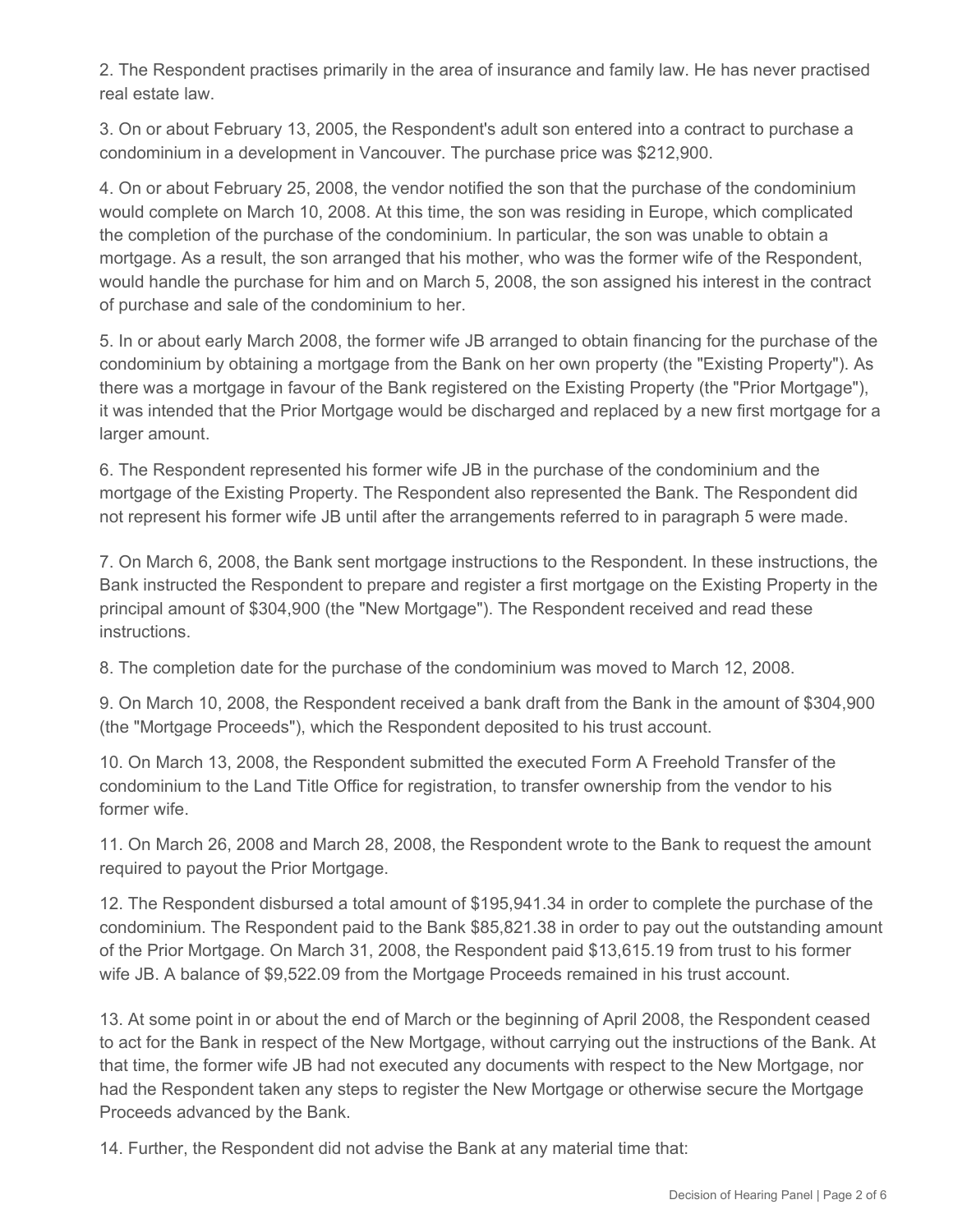2. The Respondent practises primarily in the area of insurance and family law. He has never practised real estate law.

3. On or about February 13, 2005, the Respondent's adult son entered into a contract to purchase a condominium in a development in Vancouver. The purchase price was $212,900.

4. On or about February 25, 2008, the vendor notified the son that the purchase of the condominium would complete on March 10, 2008. At this time, the son was residing in Europe, which complicated the completion of the purchase of the condominium. In particular, the son was unable to obtain a mortgage. As a result, the son arranged that his mother, who was the former wife of the Respondent, would handle the purchase for him and on March 5, 2008, the son assigned his interest in the contract of purchase and sale of the condominium to her.

5. In or about early March 2008, the former wife JB arranged to obtain financing for the purchase of the condominium by obtaining a mortgage from the Bank on her own property (the "Existing Property"). As there was a mortgage in favour of the Bank registered on the Existing Property (the "Prior Mortgage"), it was intended that the Prior Mortgage would be discharged and replaced by a new first mortgage for a larger amount.

6. The Respondent represented his former wife JB in the purchase of the condominium and the mortgage of the Existing Property. The Respondent also represented the Bank. The Respondent did not represent his former wife JB until after the arrangements referred to in paragraph 5 were made.

7. On March 6, 2008, the Bank sent mortgage instructions to the Respondent. In these instructions, the Bank instructed the Respondent to prepare and register a first mortgage on the Existing Property in the principal amount of $304,900 (the "New Mortgage"). The Respondent received and read these instructions.

8. The completion date for the purchase of the condominium was moved to March 12, 2008.

9. On March 10, 2008, the Respondent received a bank draft from the Bank in the amount of $304,900 (the "Mortgage Proceeds"), which the Respondent deposited to his trust account.

10. On March 13, 2008, the Respondent submitted the executed Form A Freehold Transfer of the condominium to the Land Title Office for registration, to transfer ownership from the vendor to his former wife.

11. On March 26, 2008 and March 28, 2008, the Respondent wrote to the Bank to request the amount required to payout the Prior Mortgage.

12. The Respondent disbursed a total amount of $195,941.34 in order to complete the purchase of the condominium. The Respondent paid to the Bank $85,821.38 in order to pay out the outstanding amount of the Prior Mortgage. On March 31, 2008, the Respondent paid $13,615.19 from trust to his former wife JB. A balance of $9,522.09 from the Mortgage Proceeds remained in his trust account.

13. At some point in or about the end of March or the beginning of April 2008, the Respondent ceased to act for the Bank in respect of the New Mortgage, without carrying out the instructions of the Bank. At that time, the former wife JB had not executed any documents with respect to the New Mortgage, nor had the Respondent taken any steps to register the New Mortgage or otherwise secure the Mortgage Proceeds advanced by the Bank.

14. Further, the Respondent did not advise the Bank at any material time that: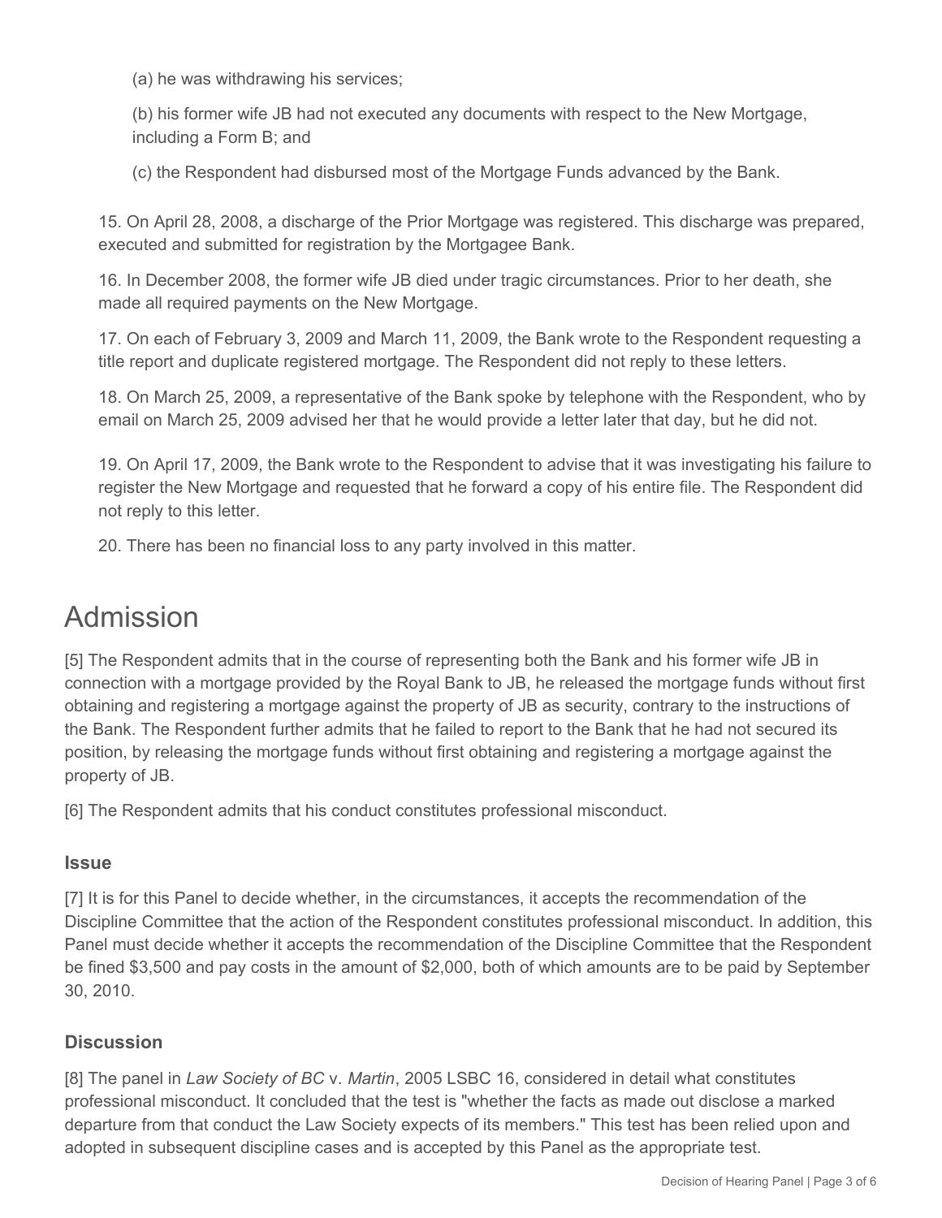(a) he was withdrawing his services;

(b) his former wife JB had not executed any documents with respect to the New Mortgage, including a Form B; and

(c) the Respondent had disbursed most of the Mortgage Funds advanced by the Bank.

15. On April 28, 2008, a discharge of the Prior Mortgage was registered. This discharge was prepared, executed and submitted for registration by the Mortgagee Bank.

16. In December 2008, the former wife JB died under tragic circumstances. Prior to her death, she made all required payments on the New Mortgage.

17. On each of February 3, 2009 and March 11, 2009, the Bank wrote to the Respondent requesting a title report and duplicate registered mortgage. The Respondent did not reply to these letters.

18. On March 25, 2009, a representative of the Bank spoke by telephone with the Respondent, who by email on March 25, 2009 advised her that he would provide a letter later that day, but he did not.

19. On April 17, 2009, the Bank wrote to the Respondent to advise that it was investigating his failure to register the New Mortgage and requested that he forward a copy of his entire file. The Respondent did not reply to this letter.

20. There has been no financial loss to any party involved in this matter.

# Admission

[5] The Respondent admits that in the course of representing both the Bank and his former wife JB in connection with a mortgage provided by the Royal Bank to JB, he released the mortgage funds without first obtaining and registering a mortgage against the property of JB as security, contrary to the instructions of the Bank. The Respondent further admits that he failed to report to the Bank that he had not secured its position, by releasing the mortgage funds without first obtaining and registering a mortgage against the property of JB.

[6] The Respondent admits that his conduct constitutes professional misconduct.

### Issue

[7] It is for this Panel to decide whether, in the circumstances, it accepts the recommendation of the Discipline Committee that the action of the Respondent constitutes professional misconduct. In addition, this Panel must decide whether it accepts the recommendation of the Discipline Committee that the Respondent be fined $3,500 and pay costs in the amount of $2,000, both of which amounts are to be paid by September 30, 2010.

### Discussion

[8] The panel in *Law Society of BC* v. *Martin*, 2005 LSBC 16, considered in detail what constitutes professional misconduct. It concluded that the test is "whether the facts as made out disclose a marked departure from that conduct the Law Society expects of its members." This test has been relied upon and adopted in subsequent discipline cases and is accepted by this Panel as the appropriate test.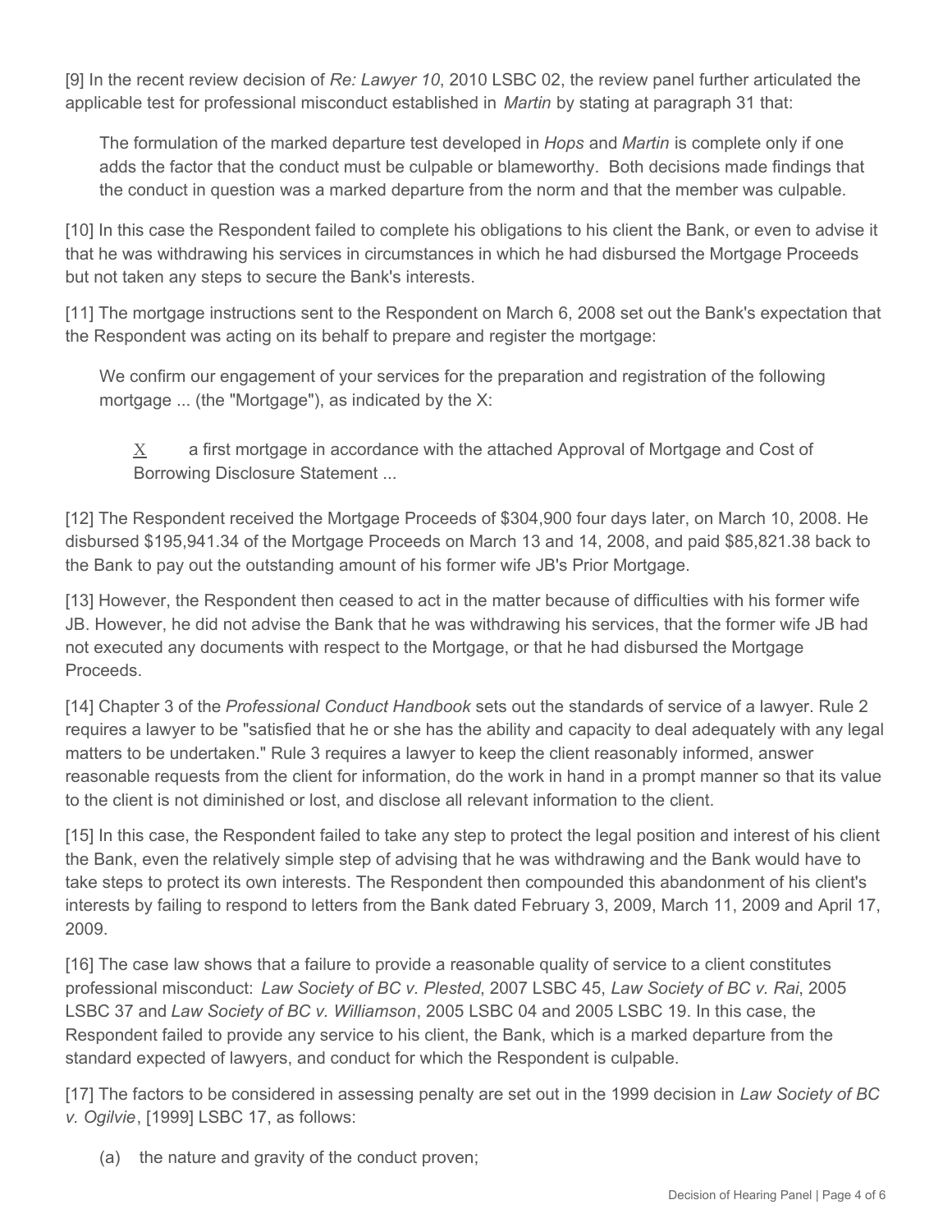[9] In the recent review decision of *Re: Lawyer 10*, 2010 LSBC 02, the review panel further articulated the applicable test for professional misconduct established in *Martin* by stating at paragraph 31 that:

> The formulation of the marked departure test developed in *Hops* and *Martin* is complete only if one adds the factor that the conduct must be culpable or blameworthy. Both decisions made findings that the conduct in question was a marked departure from the norm and that the member was culpable.

[10] In this case the Respondent failed to complete his obligations to his client the Bank, or even to advise it that he was withdrawing his services in circumstances in which he had disbursed the Mortgage Proceeds but not taken any steps to secure the Bank's interests.

[11] The mortgage instructions sent to the Respondent on March 6, 2008 set out the Bank's expectation that the Respondent was acting on its behalf to prepare and register the mortgage:

> We confirm our engagement of your services for the preparation and registration of the following mortgage ... (the "Mortgage"), as indicated by the X:
>
> > X a first mortgage in accordance with the attached Approval of Mortgage and Cost of Borrowing Disclosure Statement ...

[12] The Respondent received the Mortgage Proceeds of $304,900 four days later, on March 10, 2008. He disbursed $195,941.34 of the Mortgage Proceeds on March 13 and 14, 2008, and paid $85,821.38 back to the Bank to pay out the outstanding amount of his former wife JB's Prior Mortgage.

[13] However, the Respondent then ceased to act in the matter because of difficulties with his former wife JB. However, he did not advise the Bank that he was withdrawing his services, that the former wife JB had not executed any documents with respect to the Mortgage, or that he had disbursed the Mortgage Proceeds.

[14] Chapter 3 of the *Professional Conduct Handbook* sets out the standards of service of a lawyer. Rule 2 requires a lawyer to be "satisfied that he or she has the ability and capacity to deal adequately with any legal matters to be undertaken." Rule 3 requires a lawyer to keep the client reasonably informed, answer reasonable requests from the client for information, do the work in hand in a prompt manner so that its value to the client is not diminished or lost, and disclose all relevant information to the client.

[15] In this case, the Respondent failed to take any step to protect the legal position and interest of his client the Bank, even the relatively simple step of advising that he was withdrawing and the Bank would have to take steps to protect its own interests. The Respondent then compounded this abandonment of his client's interests by failing to respond to letters from the Bank dated February 3, 2009, March 11, 2009 and April 17, 2009.

[16] The case law shows that a failure to provide a reasonable quality of service to a client constitutes professional misconduct: *Law Society of BC v. Plested*, 2007 LSBC 45, *Law Society of BC v. Rai*, 2005 LSBC 37 and *Law Society of BC v. Williamson*, 2005 LSBC 04 and 2005 LSBC 19. In this case, the Respondent failed to provide any service to his client, the Bank, which is a marked departure from the standard expected of lawyers, and conduct for which the Respondent is culpable.

[17] The factors to be considered in assessing penalty are set out in the 1999 decision in *Law Society of BC v. Ogilvie*, [1999] LSBC 17, as follows:

(a) the nature and gravity of the conduct proven;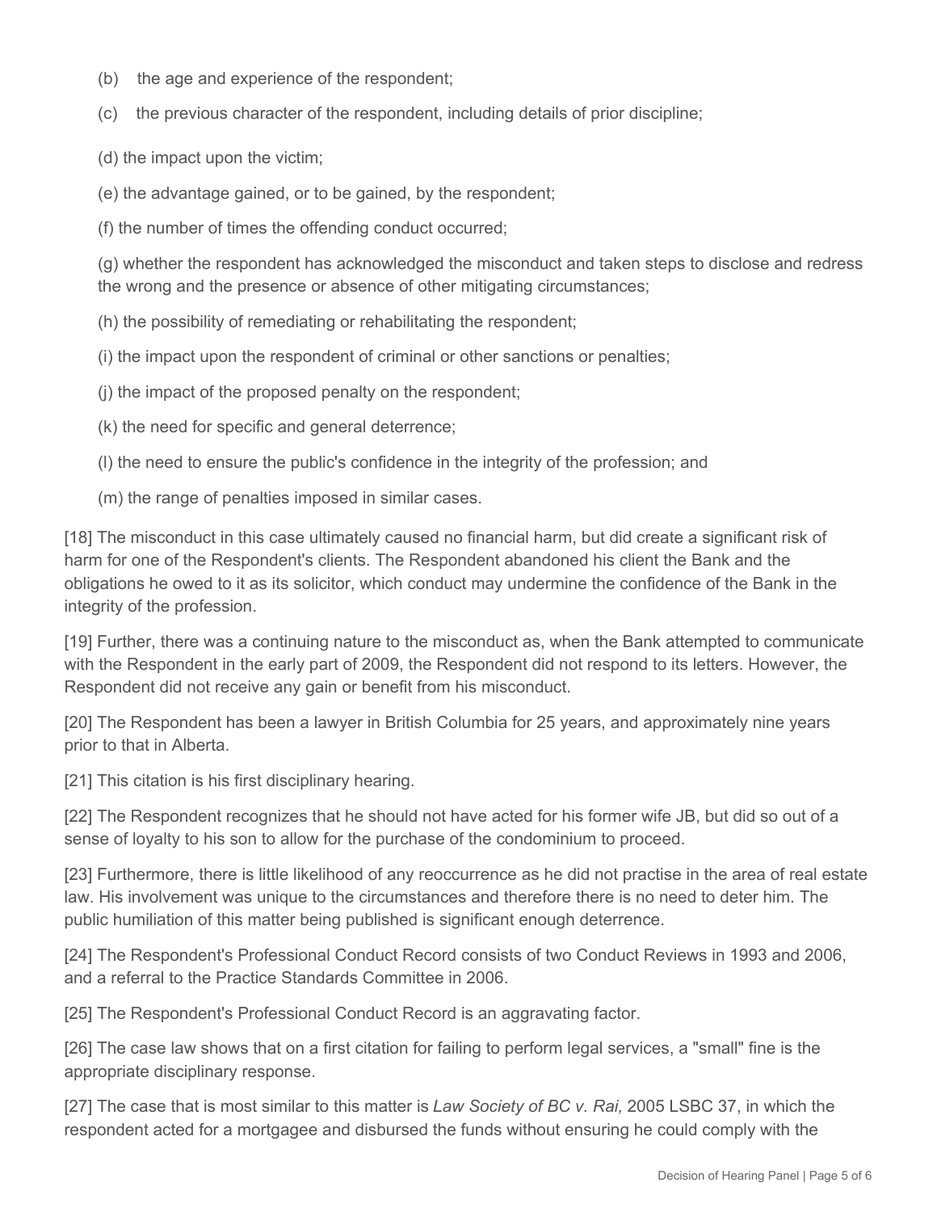(b) the age and experience of the respondent;

(c) the previous character of the respondent, including details of prior discipline;

(d) the impact upon the victim;

(e) the advantage gained, or to be gained, by the respondent;

(f) the number of times the offending conduct occurred;

(g) whether the respondent has acknowledged the misconduct and taken steps to disclose and redress the wrong and the presence or absence of other mitigating circumstances;

(h) the possibility of remediating or rehabilitating the respondent;

(i) the impact upon the respondent of criminal or other sanctions or penalties;

(j) the impact of the proposed penalty on the respondent;

(k) the need for specific and general deterrence;

(l) the need to ensure the public's confidence in the integrity of the profession; and

(m) the range of penalties imposed in similar cases.

[18] The misconduct in this case ultimately caused no financial harm, but did create a significant risk of harm for one of the Respondent's clients. The Respondent abandoned his client the Bank and the obligations he owed to it as its solicitor, which conduct may undermine the confidence of the Bank in the integrity of the profession.

[19] Further, there was a continuing nature to the misconduct as, when the Bank attempted to communicate with the Respondent in the early part of 2009, the Respondent did not respond to its letters. However, the Respondent did not receive any gain or benefit from his misconduct.

[20] The Respondent has been a lawyer in British Columbia for 25 years, and approximately nine years prior to that in Alberta.

[21] This citation is his first disciplinary hearing.

[22] The Respondent recognizes that he should not have acted for his former wife JB, but did so out of a sense of loyalty to his son to allow for the purchase of the condominium to proceed.

[23] Furthermore, there is little likelihood of any reoccurrence as he did not practise in the area of real estate law. His involvement was unique to the circumstances and therefore there is no need to deter him. The public humiliation of this matter being published is significant enough deterrence.

[24] The Respondent's Professional Conduct Record consists of two Conduct Reviews in 1993 and 2006, and a referral to the Practice Standards Committee in 2006.

[25] The Respondent's Professional Conduct Record is an aggravating factor.

[26] The case law shows that on a first citation for failing to perform legal services, a "small" fine is the appropriate disciplinary response.

[27] The case that is most similar to this matter is *Law Society of BC v. Rai,* 2005 LSBC 37, in which the respondent acted for a mortgagee and disbursed the funds without ensuring he could comply with the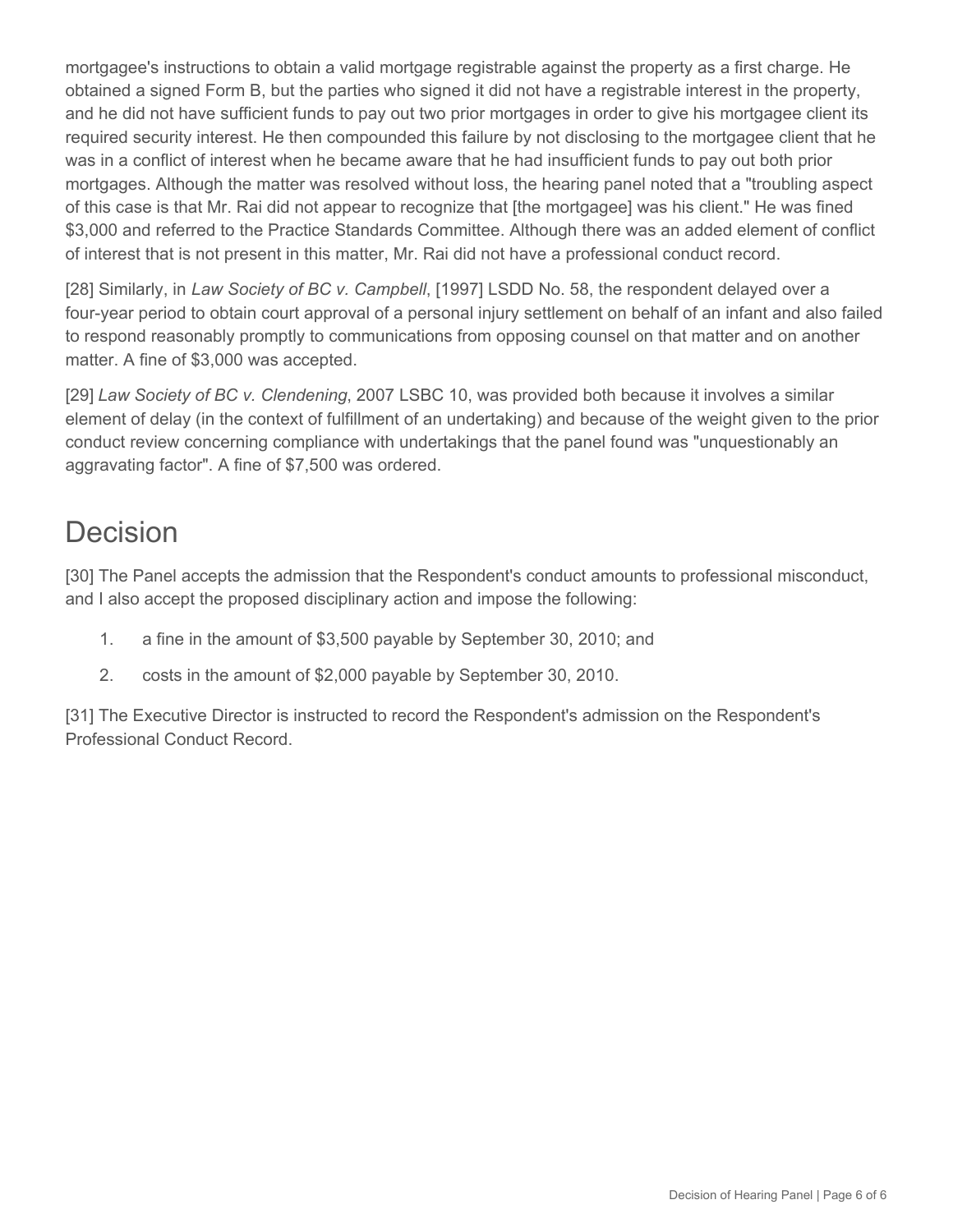mortgagee's instructions to obtain a valid mortgage registrable against the property as a first charge. He obtained a signed Form B, but the parties who signed it did not have a registrable interest in the property, and he did not have sufficient funds to pay out two prior mortgages in order to give his mortgagee client its required security interest. He then compounded this failure by not disclosing to the mortgagee client that he was in a conflict of interest when he became aware that he had insufficient funds to pay out both prior mortgages. Although the matter was resolved without loss, the hearing panel noted that a "troubling aspect of this case is that Mr. Rai did not appear to recognize that [the mortgagee] was his client." He was fined $3,000 and referred to the Practice Standards Committee. Although there was an added element of conflict of interest that is not present in this matter, Mr. Rai did not have a professional conduct record.

[28] Similarly, in *Law Society of BC v. Campbell*, [1997] LSDD No. 58, the respondent delayed over a four-year period to obtain court approval of a personal injury settlement on behalf of an infant and also failed to respond reasonably promptly to communications from opposing counsel on that matter and on another matter. A fine of $3,000 was accepted.

[29] *Law Society of BC v. Clendening*, 2007 LSBC 10, was provided both because it involves a similar element of delay (in the context of fulfillment of an undertaking) and because of the weight given to the prior conduct review concerning compliance with undertakings that the panel found was "unquestionably an aggravating factor". A fine of $7,500 was ordered.

# Decision

[30] The Panel accepts the admission that the Respondent's conduct amounts to professional misconduct, and I also accept the proposed disciplinary action and impose the following:

1. a fine in the amount of $3,500 payable by September 30, 2010; and
2. costs in the amount of $2,000 payable by September 30, 2010.

[31] The Executive Director is instructed to record the Respondent's admission on the Respondent's Professional Conduct Record.